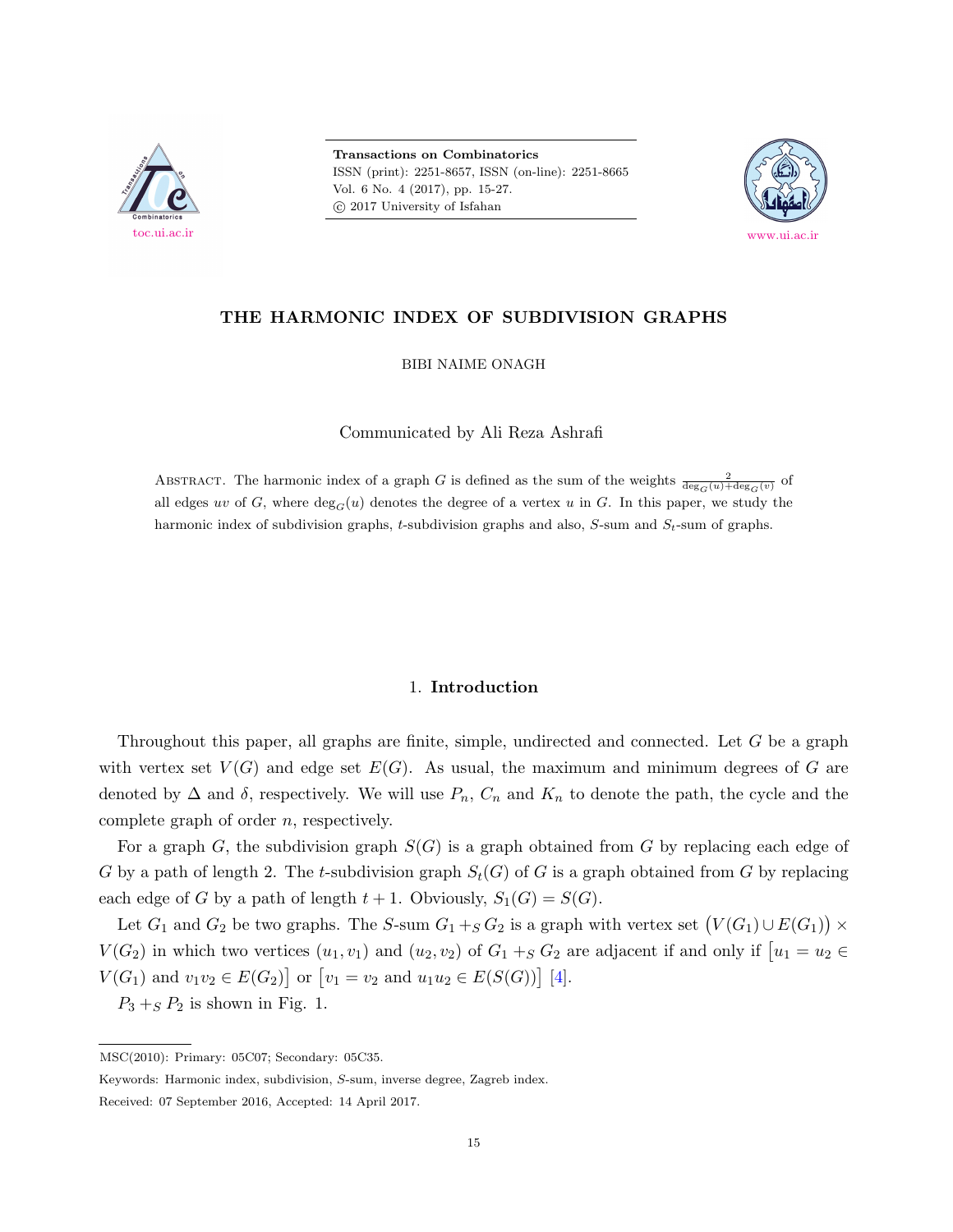# THE HARMONIC INDEX OF SUBDIVISION GRAPHS

BIBI NAIME ONAGH

Communicated by Ali Reza Ashrafi

Abstract. The harmonic index of a graph $G$ is defined as the sum of the weights $\frac{2}{\deg_G(u)+\deg_G(v)}$ of all edges $uv$ of $G$, where $\deg_G(u)$ denotes the degree of a vertex $u$ in $G$. In this paper, we study the harmonic index of subdivision graphs, $t$-subdivision graphs and also, $S$-sum and $S_t$-sum of graphs.

## 1. Introduction

Throughout this paper, all graphs are finite, simple, undirected and connected. Let $G$ be a graph with vertex set $V(G)$ and edge set $E(G)$. As usual, the maximum and minimum degrees of $G$ are denoted by $\Delta$ and $\delta$, respectively. We will use $P_n$, $C_n$ and $K_n$ to denote the path, the cycle and the complete graph of order $n$, respectively.

For a graph $G$, the subdivision graph $S(G)$ is a graph obtained from $G$ by replacing each edge of $G$ by a path of length 2. The $t$-subdivision graph $S_t(G)$ of $G$ is a graph obtained from $G$ by replacing each edge of $G$ by a path of length $t+1$. Obviously, $S_1(G) = S(G)$.

Let $G_1$ and $G_2$ be two graphs. The $S$-sum $G_1 +_S G_2$ is a graph with vertex set $\big(V(G_1) \cup E(G_1)\big) \times V(G_2)$ in which two vertices $(u_1, v_1)$ and $(u_2, v_2)$ of $G_1 +_S G_2$ are adjacent if and only if $\big[u_1 = u_2 \in V(G_1)$ and $v_1v_2 \in E(G_2)\big]$ or $\big[v_1 = v_2$ and $u_1u_2 \in E(S(G))\big]$ [4].

$P_3 +_S P_2$ is shown in Fig. 1.

---

MSC(2010): Primary: 05C07; Secondary: 05C35.

Keywords: Harmonic index, subdivision, $S$-sum, inverse degree, Zagreb index.

Received: 07 September 2016, Accepted: 14 April 2017.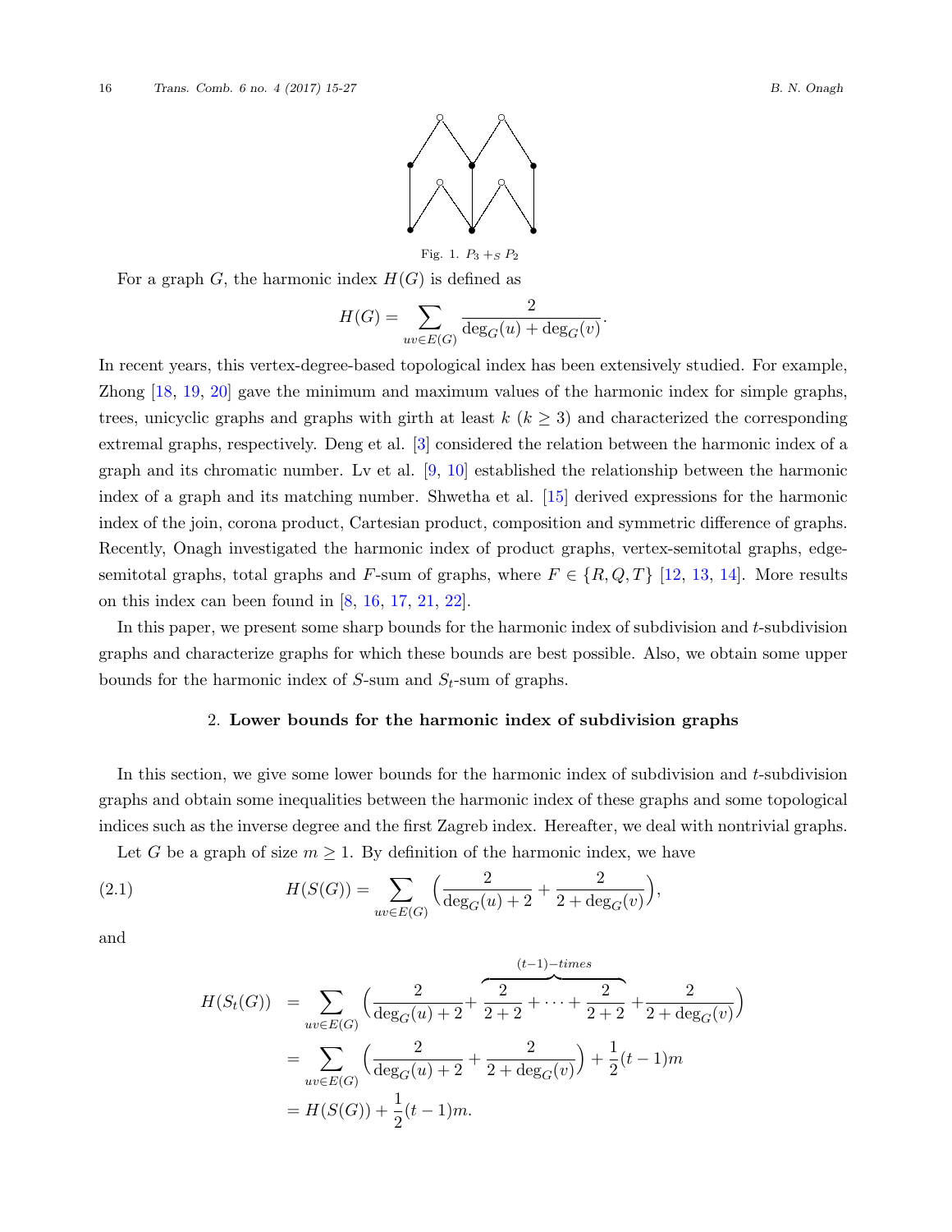Fig. 1. $P_3 +_S P_2$

For a graph $G$, the harmonic index $H(G)$ is defined as

$$H(G) = \sum_{uv \in E(G)} \frac{2}{\deg_G(u) + \deg_G(v)}.$$

In recent years, this vertex-degree-based topological index has been extensively studied. For example, Zhong [18, 19, 20] gave the minimum and maximum values of the harmonic index for simple graphs, trees, unicyclic graphs and graphs with girth at least $k$ ($k \geq 3$) and characterized the corresponding extremal graphs, respectively. Deng et al. [3] considered the relation between the harmonic index of a graph and its chromatic number. Lv et al. [9, 10] established the relationship between the harmonic index of a graph and its matching number. Shwetha et al. [15] derived expressions for the harmonic index of the join, corona product, Cartesian product, composition and symmetric difference of graphs. Recently, Onagh investigated the harmonic index of product graphs, vertex-semitotal graphs, edge-semitotal graphs, total graphs and $F$-sum of graphs, where $F \in \{R, Q, T\}$ [12, 13, 14]. More results on this index can been found in [8, 16, 17, 21, 22].

In this paper, we present some sharp bounds for the harmonic index of subdivision and $t$-subdivision graphs and characterize graphs for which these bounds are best possible. Also, we obtain some upper bounds for the harmonic index of $S$-sum and $S_t$-sum of graphs.

## 2. Lower bounds for the harmonic index of subdivision graphs

In this section, we give some lower bounds for the harmonic index of subdivision and $t$-subdivision graphs and obtain some inequalities between the harmonic index of these graphs and some topological indices such as the inverse degree and the first Zagreb index. Hereafter, we deal with nontrivial graphs.

Let $G$ be a graph of size $m \geq 1$. By definition of the harmonic index, we have

$$H(S(G)) = \sum_{uv \in E(G)} \Big( \frac{2}{\deg_G(u) + 2} + \frac{2}{2 + \deg_G(v)} \Big), \tag{2.1}$$

and

$$\begin{aligned}
H(S_t(G)) &= \sum_{uv \in E(G)} \Big( \frac{2}{\deg_G(u) + 2} + \overbrace{\frac{2}{2+2} + \cdots + \frac{2}{2+2}}^{(t-1)-times} + \frac{2}{2 + \deg_G(v)} \Big) \\
&= \sum_{uv \in E(G)} \Big( \frac{2}{\deg_G(u) + 2} + \frac{2}{2 + \deg_G(v)} \Big) + \frac{1}{2}(t-1)m \\
&= H(S(G)) + \frac{1}{2}(t-1)m.
\end{aligned}$$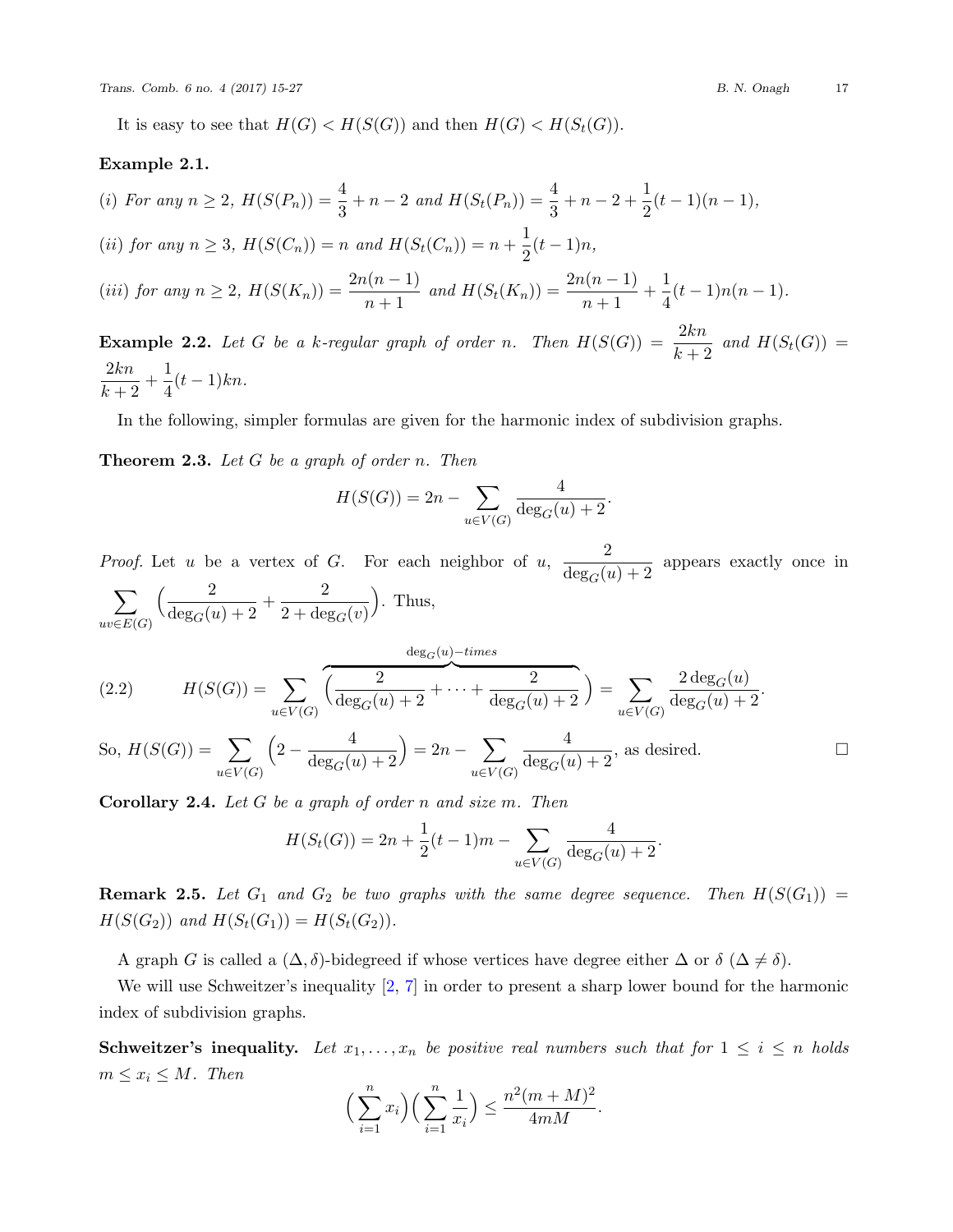It is easy to see that $H(G) < H(S(G))$ and then $H(G) < H(S_t(G))$.

**Example 2.1.**

*(i) For any* $n \geq 2$, $H(S(P_n)) = \frac{4}{3} + n - 2$ *and* $H(S_t(P_n)) = \frac{4}{3} + n - 2 + \frac{1}{2}(t-1)(n-1)$,

*(ii) for any* $n \geq 3$, $H(S(C_n)) = n$ *and* $H(S_t(C_n)) = n + \frac{1}{2}(t-1)n$,

*(iii) for any* $n \geq 2$, $H(S(K_n)) = \frac{2n(n-1)}{n+1}$ *and* $H(S_t(K_n)) = \frac{2n(n-1)}{n+1} + \frac{1}{4}(t-1)n(n-1)$.

**Example 2.2.** *Let $G$ be a $k$-regular graph of order $n$. Then* $H(S(G)) = \frac{2kn}{k+2}$ *and* $H(S_t(G)) = \frac{2kn}{k+2} + \frac{1}{4}(t-1)kn$.

In the following, simpler formulas are given for the harmonic index of subdivision graphs.

**Theorem 2.3.** *Let $G$ be a graph of order $n$. Then*

$$H(S(G)) = 2n - \sum_{u \in V(G)} \frac{4}{\deg_G(u) + 2}.$$

*Proof.* Let $u$ be a vertex of $G$. For each neighbor of $u$, $\frac{2}{\deg_G(u) + 2}$ appears exactly once in $\sum_{uv \in E(G)} \Big( \frac{2}{\deg_G(u) + 2} + \frac{2}{2 + \deg_G(v)} \Big)$. Thus,

$$H(S(G)) = \sum_{u \in V(G)} \Big( \overbrace{\frac{2}{\deg_G(u) + 2} + \cdots + \frac{2}{\deg_G(u) + 2}}^{\deg_G(u)-times} \Big) = \sum_{u \in V(G)} \frac{2\deg_G(u)}{\deg_G(u) + 2}. \tag{2.2}$$

So, $H(S(G)) = \sum_{u \in V(G)} \Big(2 - \frac{4}{\deg_G(u) + 2}\Big) = 2n - \sum_{u \in V(G)} \frac{4}{\deg_G(u) + 2}$, as desired. $\square$

**Corollary 2.4.** *Let $G$ be a graph of order $n$ and size $m$. Then*

$$H(S_t(G)) = 2n + \frac{1}{2}(t-1)m - \sum_{u \in V(G)} \frac{4}{\deg_G(u) + 2}.$$

**Remark 2.5.** *Let $G_1$ and $G_2$ be two graphs with the same degree sequence. Then* $H(S(G_1)) = H(S(G_2))$ *and* $H(S_t(G_1)) = H(S_t(G_2))$.

A graph $G$ is called a $(\Delta, \delta)$-bidegreed if whose vertices have degree either $\Delta$ or $\delta$ ($\Delta \neq \delta$).

We will use Schweitzer's inequality [2, 7] in order to present a sharp lower bound for the harmonic index of subdivision graphs.

**Schweitzer's inequality.** *Let $x_1, \ldots, x_n$ be positive real numbers such that for $1 \leq i \leq n$ holds $m \leq x_i \leq M$. Then*

$$\Big(\sum_{i=1}^{n} x_i\Big)\Big(\sum_{i=1}^{n} \frac{1}{x_i}\Big) \leq \frac{n^2(m+M)^2}{4mM}.$$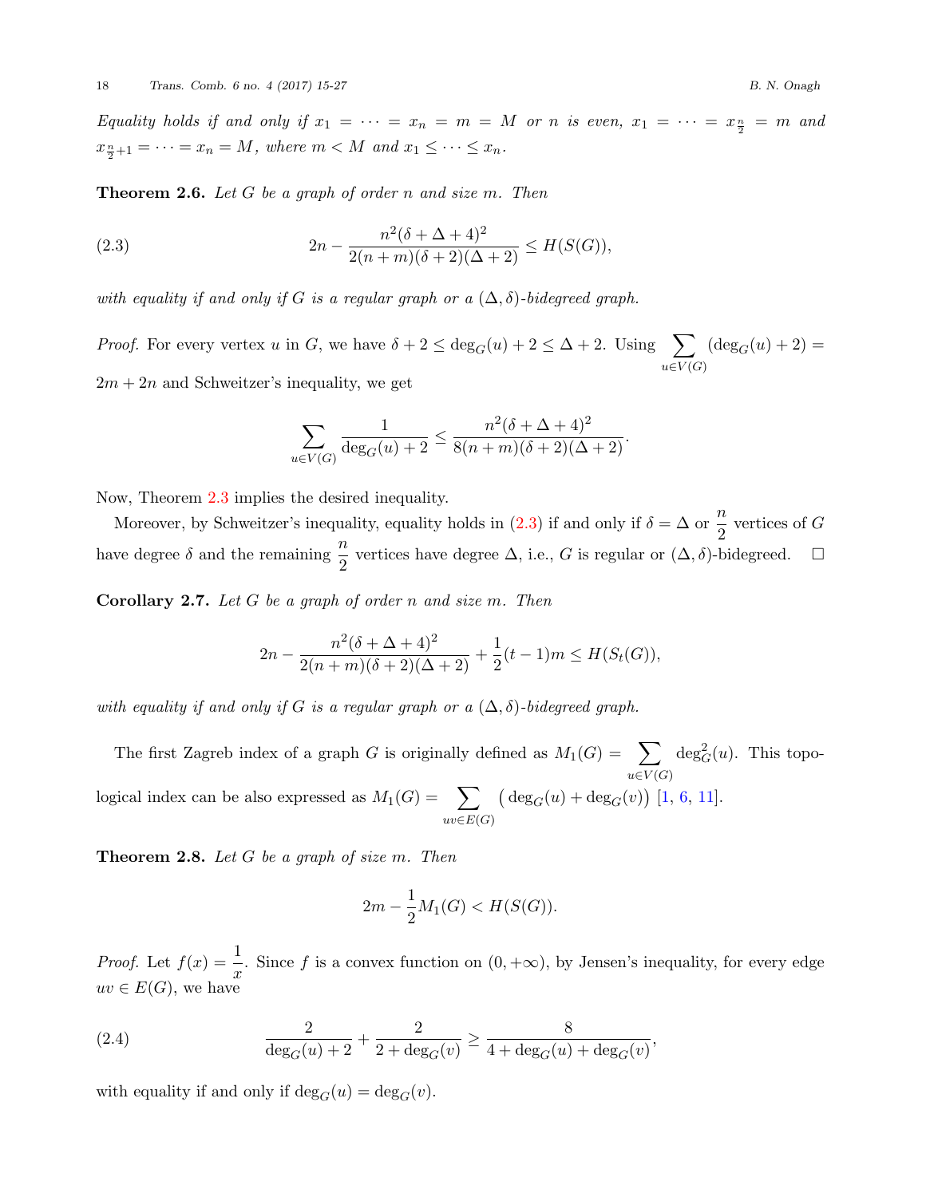*Equality holds if and only if* $x_1 = \cdots = x_n = m = M$ *or* $n$ *is even,* $x_1 = \cdots = x_{\frac{n}{2}} = m$ *and* $x_{\frac{n}{2}+1} = \cdots = x_n = M$*, where* $m < M$ *and* $x_1 \leq \cdots \leq x_n$*.*

**Theorem 2.6.** *Let* $G$ *be a graph of order* $n$ *and size* $m$*. Then*

$$2n - \frac{n^2(\delta + \Delta + 4)^2}{2(n+m)(\delta+2)(\Delta+2)} \leq H(S(G)), \tag{2.3}$$

*with equality if and only if* $G$ *is a regular graph or a* $(\Delta, \delta)$*-bidegreed graph.*

*Proof.* For every vertex $u$ in $G$, we have $\delta + 2 \leq \deg_G(u) + 2 \leq \Delta + 2$. Using $\sum_{u \in V(G)} (\deg_G(u) + 2) = 2m + 2n$ and Schweitzer's inequality, we get

$$\sum_{u \in V(G)} \frac{1}{\deg_G(u) + 2} \leq \frac{n^2(\delta + \Delta + 4)^2}{8(n+m)(\delta+2)(\Delta+2)}.$$

Now, Theorem 2.3 implies the desired inequality.

Moreover, by Schweitzer's inequality, equality holds in (2.3) if and only if $\delta = \Delta$ or $\frac{n}{2}$ vertices of $G$ have degree $\delta$ and the remaining $\frac{n}{2}$ vertices have degree $\Delta$, i.e., $G$ is regular or $(\Delta, \delta)$-bidegreed. $\square$

**Corollary 2.7.** *Let* $G$ *be a graph of order* $n$ *and size* $m$*. Then*

$$2n - \frac{n^2(\delta + \Delta + 4)^2}{2(n+m)(\delta+2)(\Delta+2)} + \frac{1}{2}(t-1)m \leq H(S_t(G)),$$

*with equality if and only if* $G$ *is a regular graph or a* $(\Delta, \delta)$*-bidegreed graph.*

The first Zagreb index of a graph $G$ is originally defined as $M_1(G) = \sum_{u \in V(G)} \deg_G^2(u)$. This topological index can be also expressed as $M_1(G) = \sum_{uv \in E(G)} \big( \deg_G(u) + \deg_G(v) \big)$ [1, 6, 11].

**Theorem 2.8.** *Let* $G$ *be a graph of size* $m$*. Then*

$$2m - \frac{1}{2} M_1(G) < H(S(G)).$$

*Proof.* Let $f(x) = \frac{1}{x}$. Since $f$ is a convex function on $(0, +\infty)$, by Jensen's inequality, for every edge $uv \in E(G)$, we have

$$\frac{2}{\deg_G(u) + 2} + \frac{2}{2 + \deg_G(v)} \geq \frac{8}{4 + \deg_G(u) + \deg_G(v)}, \tag{2.4}$$

with equality if and only if $\deg_G(u) = \deg_G(v)$.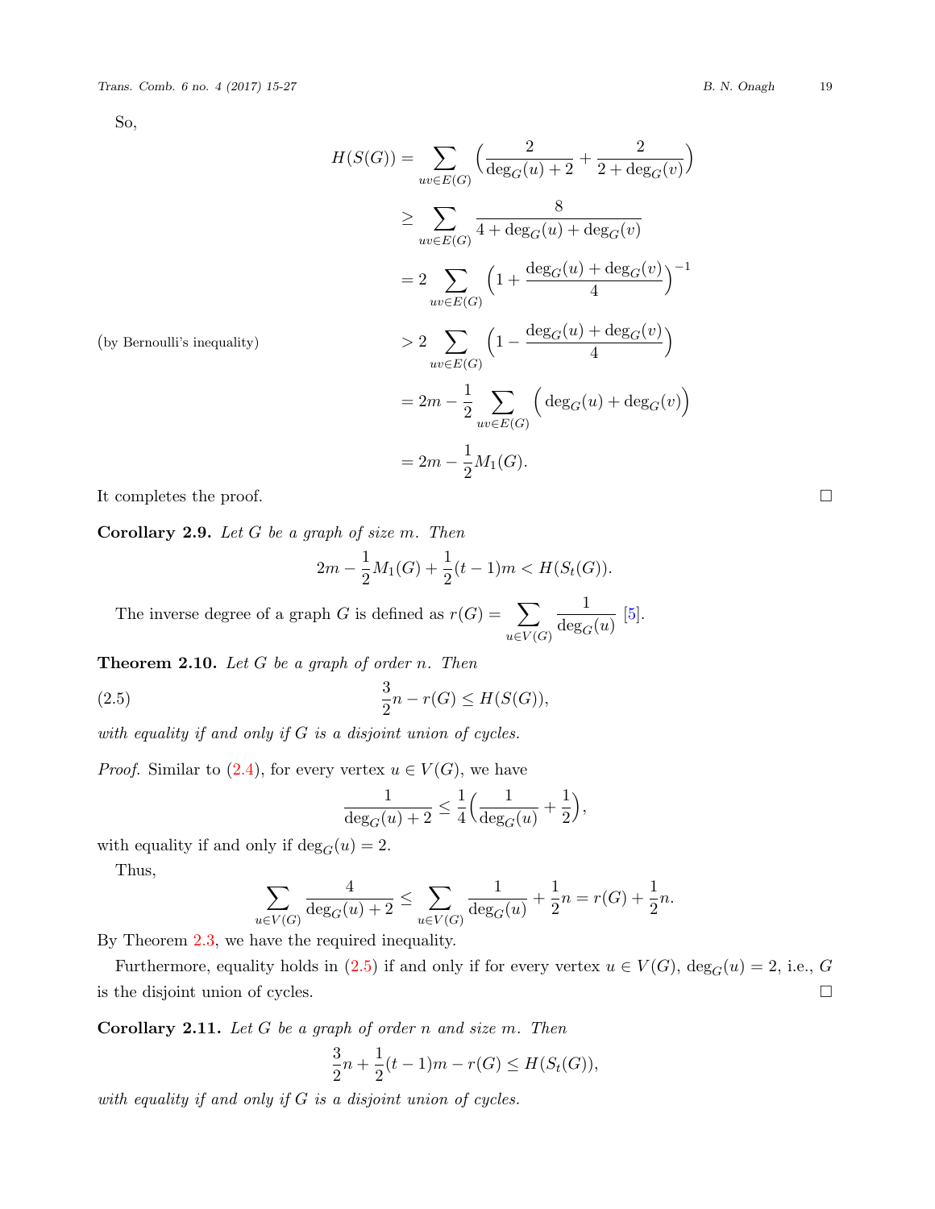So,

$$
\begin{aligned}
H(S(G)) &= \sum_{uv\in E(G)} \Big(\frac{2}{\deg_G(u)+2} + \frac{2}{2+\deg_G(v)}\Big) \\
&\geq \sum_{uv\in E(G)} \frac{8}{4+\deg_G(u)+\deg_G(v)} \\
&= 2\sum_{uv\in E(G)} \Big(1+\frac{\deg_G(u)+\deg_G(v)}{4}\Big)^{-1} \\
\text{(by Bernoulli's inequality)} \qquad &> 2\sum_{uv\in E(G)} \Big(1-\frac{\deg_G(u)+\deg_G(v)}{4}\Big) \\
&= 2m - \frac{1}{2}\sum_{uv\in E(G)} \Big(\deg_G(u)+\deg_G(v)\Big) \\
&= 2m - \frac{1}{2}M_1(G).
\end{aligned}
$$

It completes the proof. □

**Corollary 2.9.** *Let $G$ be a graph of size $m$. Then*

$$
2m - \frac{1}{2}M_1(G) + \frac{1}{2}(t-1)m < H(S_t(G)).
$$

The inverse degree of a graph $G$ is defined as $r(G) = \sum_{u\in V(G)} \frac{1}{\deg_G(u)}$ [5].

**Theorem 2.10.** *Let $G$ be a graph of order $n$. Then*

$$
\frac{3}{2}n - r(G) \leq H(S(G)), \tag{2.5}
$$

*with equality if and only if $G$ is a disjoint union of cycles.*

*Proof.* Similar to (2.4), for every vertex $u \in V(G)$, we have

$$
\frac{1}{\deg_G(u)+2} \leq \frac{1}{4}\Big(\frac{1}{\deg_G(u)} + \frac{1}{2}\Big),
$$

with equality if and only if $\deg_G(u) = 2$.

Thus,

$$
\sum_{u\in V(G)} \frac{4}{\deg_G(u)+2} \leq \sum_{u\in V(G)} \frac{1}{\deg_G(u)} + \frac{1}{2}n = r(G) + \frac{1}{2}n.
$$

By Theorem 2.3, we have the required inequality.

Furthermore, equality holds in (2.5) if and only if for every vertex $u \in V(G)$, $\deg_G(u) = 2$, i.e., $G$ is the disjoint union of cycles. □

**Corollary 2.11.** *Let $G$ be a graph of order $n$ and size $m$. Then*

$$
\frac{3}{2}n + \frac{1}{2}(t-1)m - r(G) \leq H(S_t(G)),
$$

*with equality if and only if $G$ is a disjoint union of cycles.*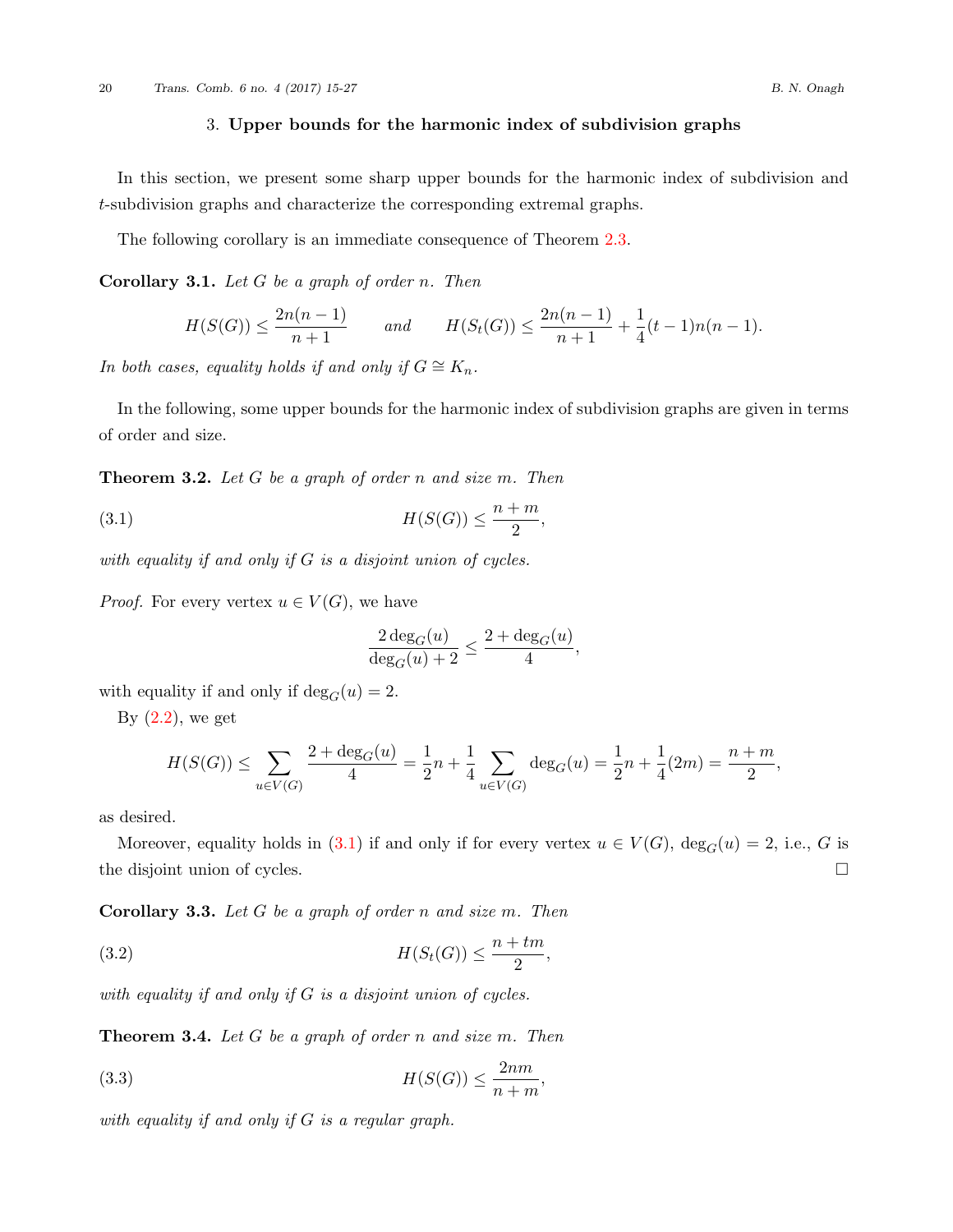## 3. **Upper bounds for the harmonic index of subdivision graphs**

In this section, we present some sharp upper bounds for the harmonic index of subdivision and $t$-subdivision graphs and characterize the corresponding extremal graphs.

The following corollary is an immediate consequence of Theorem 2.3.

**Corollary 3.1.** *Let $G$ be a graph of order $n$. Then*

$$H(S(G)) \le \frac{2n(n-1)}{n+1} \qquad \text{and} \qquad H(S_t(G)) \le \frac{2n(n-1)}{n+1} + \frac{1}{4}(t-1)n(n-1).$$

*In both cases, equality holds if and only if $G \cong K_n$.*

In the following, some upper bounds for the harmonic index of subdivision graphs are given in terms of order and size.

**Theorem 3.2.** *Let $G$ be a graph of order $n$ and size $m$. Then*

$$H(S(G)) \le \frac{n+m}{2}, \tag{3.1}$$

*with equality if and only if $G$ is a disjoint union of cycles.*

*Proof.* For every vertex $u \in V(G)$, we have

$$\frac{2\deg_G(u)}{\deg_G(u)+2} \le \frac{2+\deg_G(u)}{4},$$

with equality if and only if $\deg_G(u) = 2$.

By (2.2), we get

$$H(S(G)) \le \sum_{u\in V(G)} \frac{2+\deg_G(u)}{4} = \frac{1}{2}n + \frac{1}{4}\sum_{u\in V(G)} \deg_G(u) = \frac{1}{2}n + \frac{1}{4}(2m) = \frac{n+m}{2},$$

as desired.

Moreover, equality holds in (3.1) if and only if for every vertex $u \in V(G)$, $\deg_G(u) = 2$, i.e., $G$ is the disjoint union of cycles. □

**Corollary 3.3.** *Let $G$ be a graph of order $n$ and size $m$. Then*

$$H(S_t(G)) \le \frac{n+tm}{2}, \tag{3.2}$$

*with equality if and only if $G$ is a disjoint union of cycles.*

**Theorem 3.4.** *Let $G$ be a graph of order $n$ and size $m$. Then*

$$H(S(G)) \le \frac{2nm}{n+m}, \tag{3.3}$$

*with equality if and only if $G$ is a regular graph.*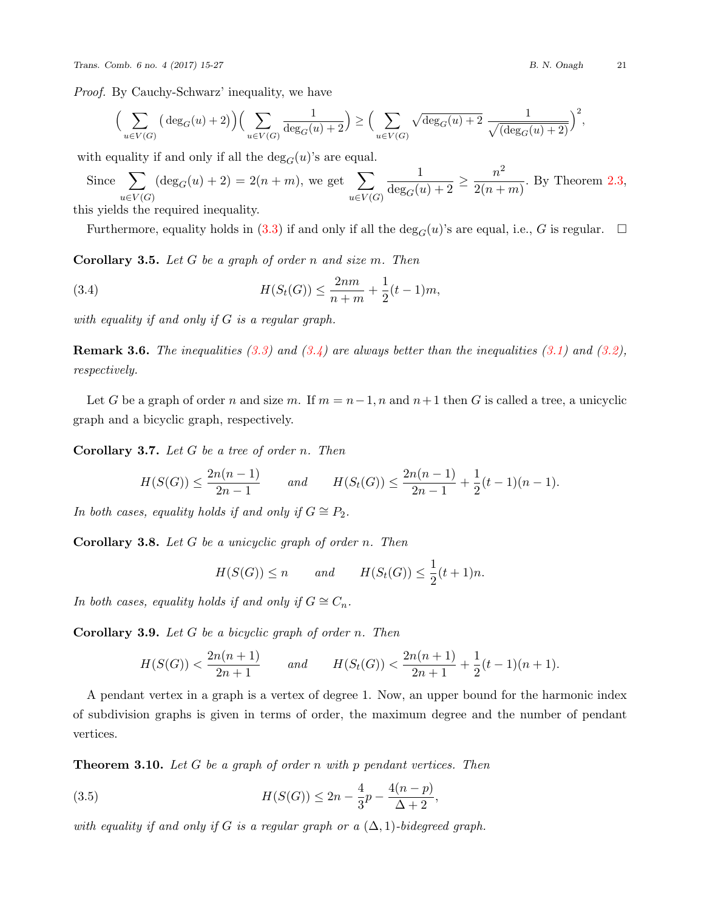*Proof.* By Cauchy-Schwarz' inequality, we have

$$\Big(\sum_{u\in V(G)}\big(\deg_G(u)+2\big)\Big)\Big(\sum_{u\in V(G)}\frac{1}{\deg_G(u)+2}\Big)\geq\Big(\sum_{u\in V(G)}\sqrt{\deg_G(u)+2}\;\frac{1}{\sqrt{(\deg_G(u)+2)}}\Big)^2,$$

with equality if and only if all the $\deg_G(u)$'s are equal.

Since $\sum_{u\in V(G)}(\deg_G(u)+2)=2(n+m)$, we get $\sum_{u\in V(G)}\frac{1}{\deg_G(u)+2}\geq\frac{n^2}{2(n+m)}$. By Theorem 2.3, this yields the required inequality.

Furthermore, equality holds in (3.3) if and only if all the $\deg_G(u)$'s are equal, i.e., $G$ is regular. □

**Corollary 3.5.** *Let $G$ be a graph of order $n$ and size $m$. Then*

$$H(S_t(G))\leq\frac{2nm}{n+m}+\frac{1}{2}(t-1)m,\tag{3.4}$$

*with equality if and only if $G$ is a regular graph.*

**Remark 3.6.** *The inequalities (3.3) and (3.4) are always better than the inequalities (3.1) and (3.2), respectively.*

Let $G$ be a graph of order $n$ and size $m$. If $m=n-1,n$ and $n+1$ then $G$ is called a tree, a unicyclic graph and a bicyclic graph, respectively.

**Corollary 3.7.** *Let $G$ be a tree of order $n$. Then*

$$H(S(G))\leq\frac{2n(n-1)}{2n-1}\qquad\textit{and}\qquad H(S_t(G))\leq\frac{2n(n-1)}{2n-1}+\frac{1}{2}(t-1)(n-1).$$

*In both cases, equality holds if and only if $G\cong P_2$.*

**Corollary 3.8.** *Let $G$ be a unicyclic graph of order $n$. Then*

$$H(S(G))\leq n\qquad\textit{and}\qquad H(S_t(G))\leq\frac{1}{2}(t+1)n.$$

*In both cases, equality holds if and only if $G\cong C_n$.*

**Corollary 3.9.** *Let $G$ be a bicyclic graph of order $n$. Then*

$$H(S(G))<\frac{2n(n+1)}{2n+1}\qquad\textit{and}\qquad H(S_t(G))<\frac{2n(n+1)}{2n+1}+\frac{1}{2}(t-1)(n+1).$$

A pendant vertex in a graph is a vertex of degree 1. Now, an upper bound for the harmonic index of subdivision graphs is given in terms of order, the maximum degree and the number of pendant vertices.

**Theorem 3.10.** *Let $G$ be a graph of order $n$ with $p$ pendant vertices. Then*

$$H(S(G))\leq 2n-\frac{4}{3}p-\frac{4(n-p)}{\Delta+2},\tag{3.5}$$

*with equality if and only if $G$ is a regular graph or a $(\Delta,1)$-bidegreed graph.*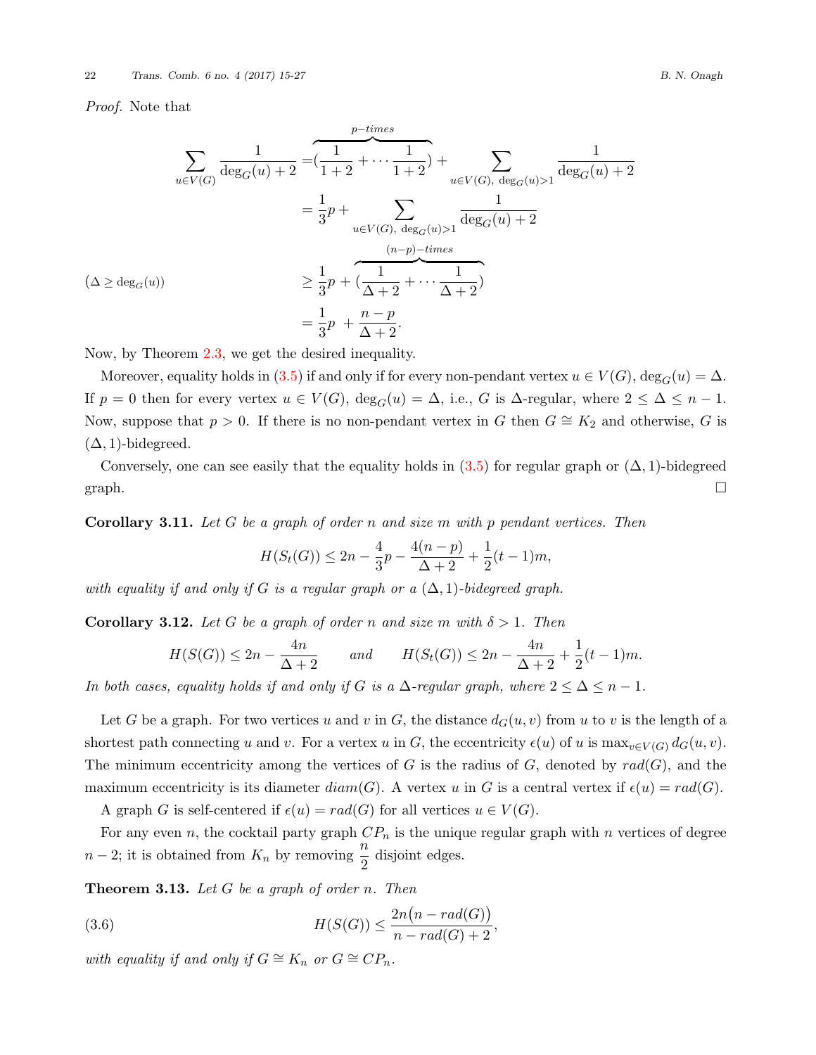*Proof.* Note that

$$
\begin{aligned}
\sum_{u\in V(G)} \frac{1}{\deg_G(u)+2} &= \overbrace{(\frac{1}{1+2}+\cdots\frac{1}{1+2})}^{p-times} + \sum_{u\in V(G),\ \deg_G(u)>1} \frac{1}{\deg_G(u)+2} \\
&= \frac{1}{3}p + \sum_{u\in V(G),\ \deg_G(u)>1} \frac{1}{\deg_G(u)+2} \\
(\Delta \geq \deg_G(u)) \qquad &\geq \frac{1}{3}p + \overbrace{(\frac{1}{\Delta+2}+\cdots\frac{1}{\Delta+2})}^{(n-p)-times} \\
&= \frac{1}{3}p + \frac{n-p}{\Delta+2}.
\end{aligned}
$$

Now, by Theorem 2.3, we get the desired inequality.

Moreover, equality holds in (3.5) if and only if for every non-pendant vertex $u \in V(G)$, $\deg_G(u) = \Delta$. If $p = 0$ then for every vertex $u \in V(G)$, $\deg_G(u) = \Delta$, i.e., $G$ is $\Delta$-regular, where $2 \leq \Delta \leq n-1$. Now, suppose that $p > 0$. If there is no non-pendant vertex in $G$ then $G \cong K_2$ and otherwise, $G$ is $(\Delta, 1)$-bidegreed.

Conversely, one can see easily that the equality holds in (3.5) for regular graph or $(\Delta, 1)$-bidegreed graph. $\square$

**Corollary 3.11.** *Let $G$ be a graph of order $n$ and size $m$ with $p$ pendant vertices. Then*

$$H(S_t(G)) \leq 2n - \frac{4}{3}p - \frac{4(n-p)}{\Delta+2} + \frac{1}{2}(t-1)m,$$

*with equality if and only if $G$ is a regular graph or a $(\Delta, 1)$-bidegreed graph.*

**Corollary 3.12.** *Let $G$ be a graph of order $n$ and size $m$ with $\delta > 1$. Then*

$$H(S(G)) \leq 2n - \frac{4n}{\Delta+2} \qquad \text{and} \qquad H(S_t(G)) \leq 2n - \frac{4n}{\Delta+2} + \frac{1}{2}(t-1)m.$$

*In both cases, equality holds if and only if $G$ is a $\Delta$-regular graph, where $2 \leq \Delta \leq n-1$.*

Let $G$ be a graph. For two vertices $u$ and $v$ in $G$, the distance $d_G(u, v)$ from $u$ to $v$ is the length of a shortest path connecting $u$ and $v$. For a vertex $u$ in $G$, the eccentricity $\epsilon(u)$ of $u$ is $\max_{v\in V(G)} d_G(u, v)$. The minimum eccentricity among the vertices of $G$ is the radius of $G$, denoted by $rad(G)$, and the maximum eccentricity is its diameter $diam(G)$. A vertex $u$ in $G$ is a central vertex if $\epsilon(u) = rad(G)$.

A graph $G$ is self-centered if $\epsilon(u) = rad(G)$ for all vertices $u \in V(G)$.

For any even $n$, the cocktail party graph $CP_n$ is the unique regular graph with $n$ vertices of degree $n-2$; it is obtained from $K_n$ by removing $\frac{n}{2}$ disjoint edges.

**Theorem 3.13.** *Let $G$ be a graph of order $n$. Then*

$$H(S(G)) \leq \frac{2n\big(n - rad(G)\big)}{n - rad(G) + 2}, \tag{3.6}$$

*with equality if and only if $G \cong K_n$ or $G \cong CP_n$.*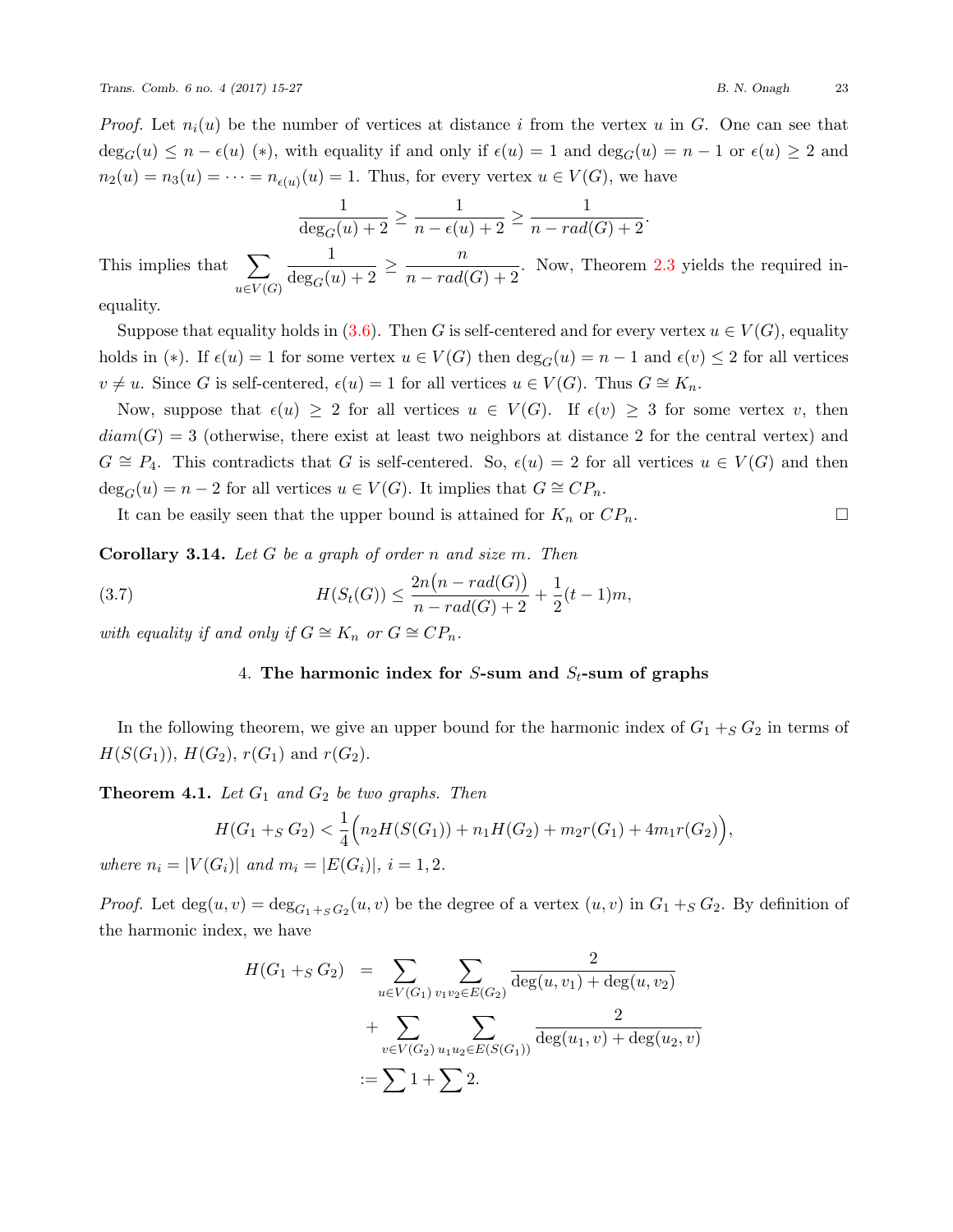*Proof.* Let $n_i(u)$ be the number of vertices at distance $i$ from the vertex $u$ in $G$. One can see that $\deg_G(u) \leq n - \epsilon(u)$ $(*)$, with equality if and only if $\epsilon(u) = 1$ and $\deg_G(u) = n-1$ or $\epsilon(u) \geq 2$ and $n_2(u) = n_3(u) = \cdots = n_{\epsilon(u)}(u) = 1$. Thus, for every vertex $u \in V(G)$, we have

$$\frac{1}{\deg_G(u)+2} \geq \frac{1}{n-\epsilon(u)+2} \geq \frac{1}{n - rad(G) + 2}.$$

This implies that $\sum_{u \in V(G)} \frac{1}{\deg_G(u)+2} \geq \frac{n}{n-rad(G)+2}$. Now, Theorem 2.3 yields the required inequality.

Suppose that equality holds in (3.6). Then $G$ is self-centered and for every vertex $u \in V(G)$, equality holds in $(*)$. If $\epsilon(u) = 1$ for some vertex $u \in V(G)$ then $\deg_G(u) = n-1$ and $\epsilon(v) \leq 2$ for all vertices $v \neq u$. Since $G$ is self-centered, $\epsilon(u) = 1$ for all vertices $u \in V(G)$. Thus $G \cong K_n$.

Now, suppose that $\epsilon(u) \geq 2$ for all vertices $u \in V(G)$. If $\epsilon(v) \geq 3$ for some vertex $v$, then $diam(G) = 3$ (otherwise, there exist at least two neighbors at distance 2 for the central vertex) and $G \cong P_4$. This contradicts that $G$ is self-centered. So, $\epsilon(u) = 2$ for all vertices $u \in V(G)$ and then $\deg_G(u) = n-2$ for all vertices $u \in V(G)$. It implies that $G \cong CP_n$.

It can be easily seen that the upper bound is attained for $K_n$ or $CP_n$. $\square$

**Corollary 3.14.** *Let $G$ be a graph of order $n$ and size $m$. Then*

$$H(S_t(G)) \leq \frac{2n\big(n - rad(G)\big)}{n - rad(G) + 2} + \frac{1}{2}(t-1)m, \tag{3.7}$$

*with equality if and only if $G \cong K_n$ or $G \cong CP_n$.*

## 4. The harmonic index for $S$-sum and $S_t$-sum of graphs

In the following theorem, we give an upper bound for the harmonic index of $G_1 +_S G_2$ in terms of $H(S(G_1))$, $H(G_2)$, $r(G_1)$ and $r(G_2)$.

**Theorem 4.1.** *Let $G_1$ and $G_2$ be two graphs. Then*

$$H(G_1 +_S G_2) < \frac{1}{4}\Big(n_2 H(S(G_1)) + n_1 H(G_2) + m_2 r(G_1) + 4m_1 r(G_2)\Big),$$

*where $n_i = |V(G_i)|$ and $m_i = |E(G_i)|$, $i = 1, 2$.*

*Proof.* Let $\deg(u,v) = \deg_{G_1 +_S G_2}(u,v)$ be the degree of a vertex $(u,v)$ in $G_1 +_S G_2$. By definition of the harmonic index, we have

$$\begin{aligned} H(G_1 +_S G_2) &= \sum_{u \in V(G_1)} \sum_{v_1 v_2 \in E(G_2)} \frac{2}{\deg(u,v_1) + \deg(u,v_2)} \\ &+ \sum_{v \in V(G_2)} \sum_{u_1 u_2 \in E(S(G_1))} \frac{2}{\deg(u_1,v) + \deg(u_2,v)} \\ &:= \sum 1 + \sum 2. \end{aligned}$$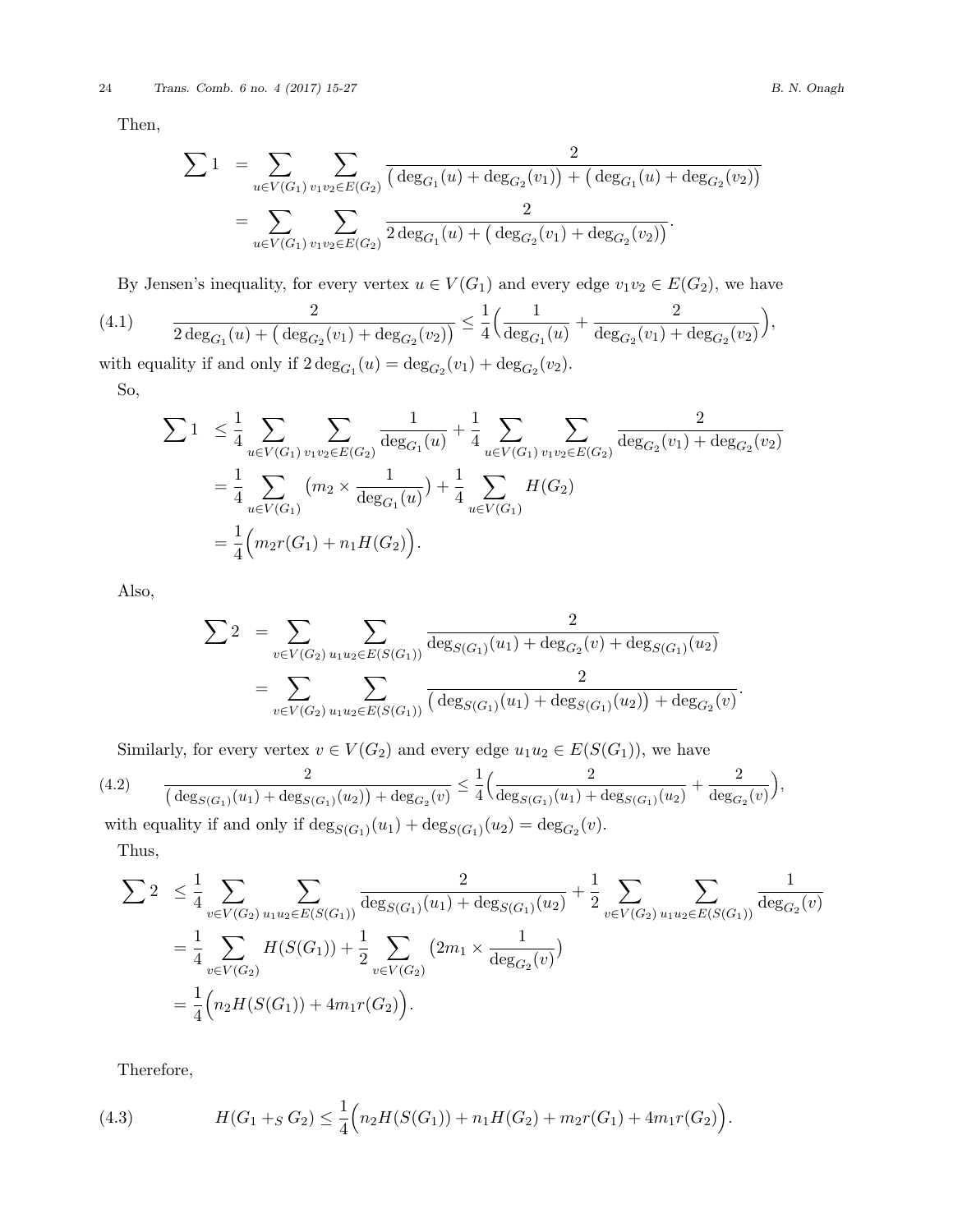Then,

$$\begin{aligned}
\sum 1 &= \sum_{u\in V(G_1)} \sum_{v_1v_2\in E(G_2)} \frac{2}{\big(\deg_{G_1}(u)+\deg_{G_2}(v_1)\big)+\big(\deg_{G_1}(u)+\deg_{G_2}(v_2)\big)} \\
&= \sum_{u\in V(G_1)} \sum_{v_1v_2\in E(G_2)} \frac{2}{2\deg_{G_1}(u)+\big(\deg_{G_2}(v_1)+\deg_{G_2}(v_2)\big)}.
\end{aligned}$$

By Jensen's inequality, for every vertex $u\in V(G_1)$ and every edge $v_1v_2\in E(G_2)$, we have

$$\frac{2}{2\deg_{G_1}(u)+\big(\deg_{G_2}(v_1)+\deg_{G_2}(v_2)\big)} \le \frac{1}{4}\Big(\frac{1}{\deg_{G_1}(u)}+\frac{2}{\deg_{G_2}(v_1)+\deg_{G_2}(v_2)}\Big), \tag{4.1}$$

with equality if and only if $2\deg_{G_1}(u)=\deg_{G_2}(v_1)+\deg_{G_2}(v_2)$.

So,

$$\begin{aligned}
\sum 1 &\le \frac{1}{4}\sum_{u\in V(G_1)} \sum_{v_1v_2\in E(G_2)} \frac{1}{\deg_{G_1}(u)} + \frac{1}{4}\sum_{u\in V(G_1)} \sum_{v_1v_2\in E(G_2)} \frac{2}{\deg_{G_2}(v_1)+\deg_{G_2}(v_2)} \\
&= \frac{1}{4}\sum_{u\in V(G_1)} \big(m_2\times\frac{1}{\deg_{G_1}(u)}\big) + \frac{1}{4}\sum_{u\in V(G_1)} H(G_2) \\
&= \frac{1}{4}\Big(m_2 r(G_1)+n_1H(G_2)\Big).
\end{aligned}$$

Also,

$$\begin{aligned}
\sum 2 &= \sum_{v\in V(G_2)} \sum_{u_1u_2\in E(S(G_1))} \frac{2}{\deg_{S(G_1)}(u_1)+\deg_{G_2}(v)+\deg_{S(G_1)}(u_2)} \\
&= \sum_{v\in V(G_2)} \sum_{u_1u_2\in E(S(G_1))} \frac{2}{\big(\deg_{S(G_1)}(u_1)+\deg_{S(G_1)}(u_2)\big)+\deg_{G_2}(v)}.
\end{aligned}$$

Similarly, for every vertex $v\in V(G_2)$ and every edge $u_1u_2\in E(S(G_1))$, we have

$$\frac{2}{\big(\deg_{S(G_1)}(u_1)+\deg_{S(G_1)}(u_2)\big)+\deg_{G_2}(v)} \le \frac{1}{4}\Big(\frac{2}{\deg_{S(G_1)}(u_1)+\deg_{S(G_1)}(u_2)}+\frac{2}{\deg_{G_2}(v)}\Big), \tag{4.2}$$

with equality if and only if $\deg_{S(G_1)}(u_1)+\deg_{S(G_1)}(u_2)=\deg_{G_2}(v)$.

Thus,

$$\begin{aligned}
\sum 2 &\le \frac{1}{4}\sum_{v\in V(G_2)} \sum_{u_1u_2\in E(S(G_1))} \frac{2}{\deg_{S(G_1)}(u_1)+\deg_{S(G_1)}(u_2)} + \frac{1}{2}\sum_{v\in V(G_2)} \sum_{u_1u_2\in E(S(G_1))} \frac{1}{\deg_{G_2}(v)} \\
&= \frac{1}{4}\sum_{v\in V(G_2)} H(S(G_1)) + \frac{1}{2}\sum_{v\in V(G_2)} \big(2m_1\times\frac{1}{\deg_{G_2}(v)}\big) \\
&= \frac{1}{4}\Big(n_2H(S(G_1))+4m_1r(G_2)\Big).
\end{aligned}$$

Therefore,

$$H(G_1+_S G_2) \le \frac{1}{4}\Big(n_2H(S(G_1))+n_1H(G_2)+m_2r(G_1)+4m_1r(G_2)\Big). \tag{4.3}$$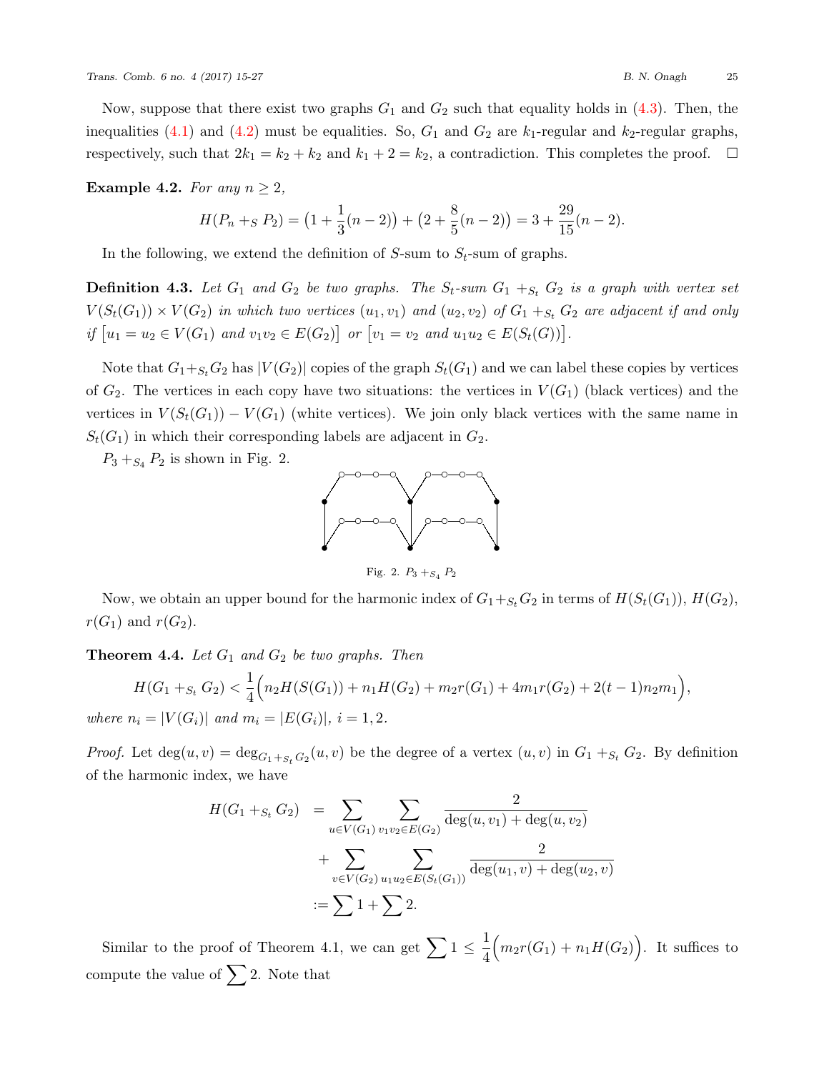Now, suppose that there exist two graphs $G_1$ and $G_2$ such that equality holds in (4.3). Then, the inequalities (4.1) and (4.2) must be equalities. So, $G_1$ and $G_2$ are $k_1$-regular and $k_2$-regular graphs, respectively, such that $2k_1 = k_2 + k_2$ and $k_1 + 2 = k_2$, a contradiction. This completes the proof. $\square$

**Example 4.2.** *For any $n \geq 2$,*

$$H(P_n +_S P_2) = \big(1 + \frac{1}{3}(n-2)\big) + \big(2 + \frac{8}{5}(n-2)\big) = 3 + \frac{29}{15}(n-2).$$

In the following, we extend the definition of $S$-sum to $S_t$-sum of graphs.

**Definition 4.3.** *Let $G_1$ and $G_2$ be two graphs. The $S_t$-sum $G_1 +_{S_t} G_2$ is a graph with vertex set $V(S_t(G_1)) \times V(G_2)$ in which two vertices $(u_1, v_1)$ and $(u_2, v_2)$ of $G_1 +_{S_t} G_2$ are adjacent if and only if $\big[u_1 = u_2 \in V(G_1)$ and $v_1v_2 \in E(G_2)\big]$ or $\big[v_1 = v_2$ and $u_1u_2 \in E(S_t(G))\big]$.*

Note that $G_1 +_{S_t} G_2$ has $|V(G_2)|$ copies of the graph $S_t(G_1)$ and we can label these copies by vertices of $G_2$. The vertices in each copy have two situations: the vertices in $V(G_1)$ (black vertices) and the vertices in $V(S_t(G_1)) - V(G_1)$ (white vertices). We join only black vertices with the same name in $S_t(G_1)$ in which their corresponding labels are adjacent in $G_2$.

$P_3 +_{S_4} P_2$ is shown in Fig. 2.

Fig. 2. $P_3 +_{S_4} P_2$

Now, we obtain an upper bound for the harmonic index of $G_1 +_{S_t} G_2$ in terms of $H(S_t(G_1))$, $H(G_2)$, $r(G_1)$ and $r(G_2)$.

**Theorem 4.4.** *Let $G_1$ and $G_2$ be two graphs. Then*

$$H(G_1 +_{S_t} G_2) < \frac{1}{4}\Big(n_2 H(S(G_1)) + n_1 H(G_2) + m_2 r(G_1) + 4m_1 r(G_2) + 2(t-1)n_2 m_1\Big),$$

*where $n_i = |V(G_i)|$ and $m_i = |E(G_i)|$, $i = 1, 2$.*

*Proof.* Let $\deg(u, v) = \deg_{G_1 +_{S_t} G_2}(u, v)$ be the degree of a vertex $(u, v)$ in $G_1 +_{S_t} G_2$. By definition of the harmonic index, we have

$$\begin{aligned}
H(G_1 +_{S_t} G_2) &= \sum_{u \in V(G_1)} \sum_{v_1 v_2 \in E(G_2)} \frac{2}{\deg(u, v_1) + \deg(u, v_2)} \\
&\quad + \sum_{v \in V(G_2)} \sum_{u_1 u_2 \in E(S_t(G_1))} \frac{2}{\deg(u_1, v) + \deg(u_2, v)} \\
&:= \sum 1 + \sum 2.
\end{aligned}$$

Similar to the proof of Theorem 4.1, we can get $\sum 1 \leq \frac{1}{4}\Big(m_2 r(G_1) + n_1 H(G_2)\Big)$. It suffices to compute the value of $\sum 2$. Note that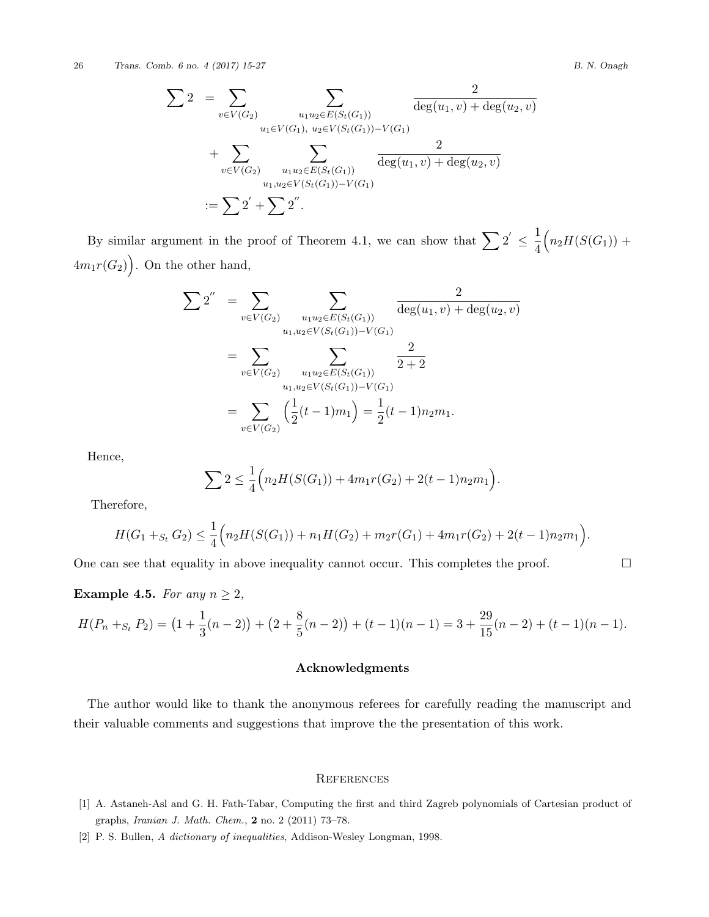$$
\begin{aligned}
\sum 2 &= \sum_{v\in V(G_2)} \sum_{\substack{u_1u_2\in E(S_t(G_1))\\ u_1\in V(G_1),\ u_2\in V(S_t(G_1))-V(G_1)}} \frac{2}{\deg(u_1,v)+\deg(u_2,v)}\\
&\quad + \sum_{v\in V(G_2)} \sum_{\substack{u_1u_2\in E(S_t(G_1))\\ u_1,u_2\in V(S_t(G_1))-V(G_1)}} \frac{2}{\deg(u_1,v)+\deg(u_2,v)}\\
&:= \sum 2^{'} + \sum 2^{''}.
\end{aligned}
$$

By similar argument in the proof of Theorem 4.1, we can show that $\sum 2^{'} \leq \frac{1}{4}\Big(n_2H(S(G_1)) + 4m_1r(G_2)\Big)$. On the other hand,

$$
\begin{aligned}
\sum 2^{''} &= \sum_{v\in V(G_2)} \sum_{\substack{u_1u_2\in E(S_t(G_1))\\ u_1,u_2\in V(S_t(G_1))-V(G_1)}} \frac{2}{\deg(u_1,v)+\deg(u_2,v)}\\
&= \sum_{v\in V(G_2)} \sum_{\substack{u_1u_2\in E(S_t(G_1))\\ u_1,u_2\in V(S_t(G_1))-V(G_1)}} \frac{2}{2+2}\\
&= \sum_{v\in V(G_2)} \Big(\frac{1}{2}(t-1)m_1\Big) = \frac{1}{2}(t-1)n_2m_1.
\end{aligned}
$$

Hence,

$$
\sum 2 \leq \frac{1}{4}\Big(n_2H(S(G_1)) + 4m_1r(G_2) + 2(t-1)n_2m_1\Big).
$$

Therefore,

$$
H(G_1 +_{S_t} G_2) \leq \frac{1}{4}\Big(n_2H(S(G_1)) + n_1H(G_2) + m_2r(G_1) + 4m_1r(G_2) + 2(t-1)n_2m_1\Big).
$$

One can see that equality in above inequality cannot occur. This completes the proof. □

**Example 4.5.** *For any $n \geq 2$,*

$$
H(P_n +_{S_t} P_2) = \big(1 + \frac{1}{3}(n-2)\big) + \big(2 + \frac{8}{5}(n-2)\big) + (t-1)(n-1) = 3 + \frac{29}{15}(n-2) + (t-1)(n-1).
$$

## Acknowledgments

The author would like to thank the anonymous referees for carefully reading the manuscript and their valuable comments and suggestions that improve the the presentation of this work.

## References

[1] A. Astaneh-Asl and G. H. Fath-Tabar, Computing the first and third Zagreb polynomials of Cartesian product of graphs, *Iranian J. Math. Chem.*, **2** no. 2 (2011) 73–78.

[2] P. S. Bullen, *A dictionary of inequalities*, Addison-Wesley Longman, 1998.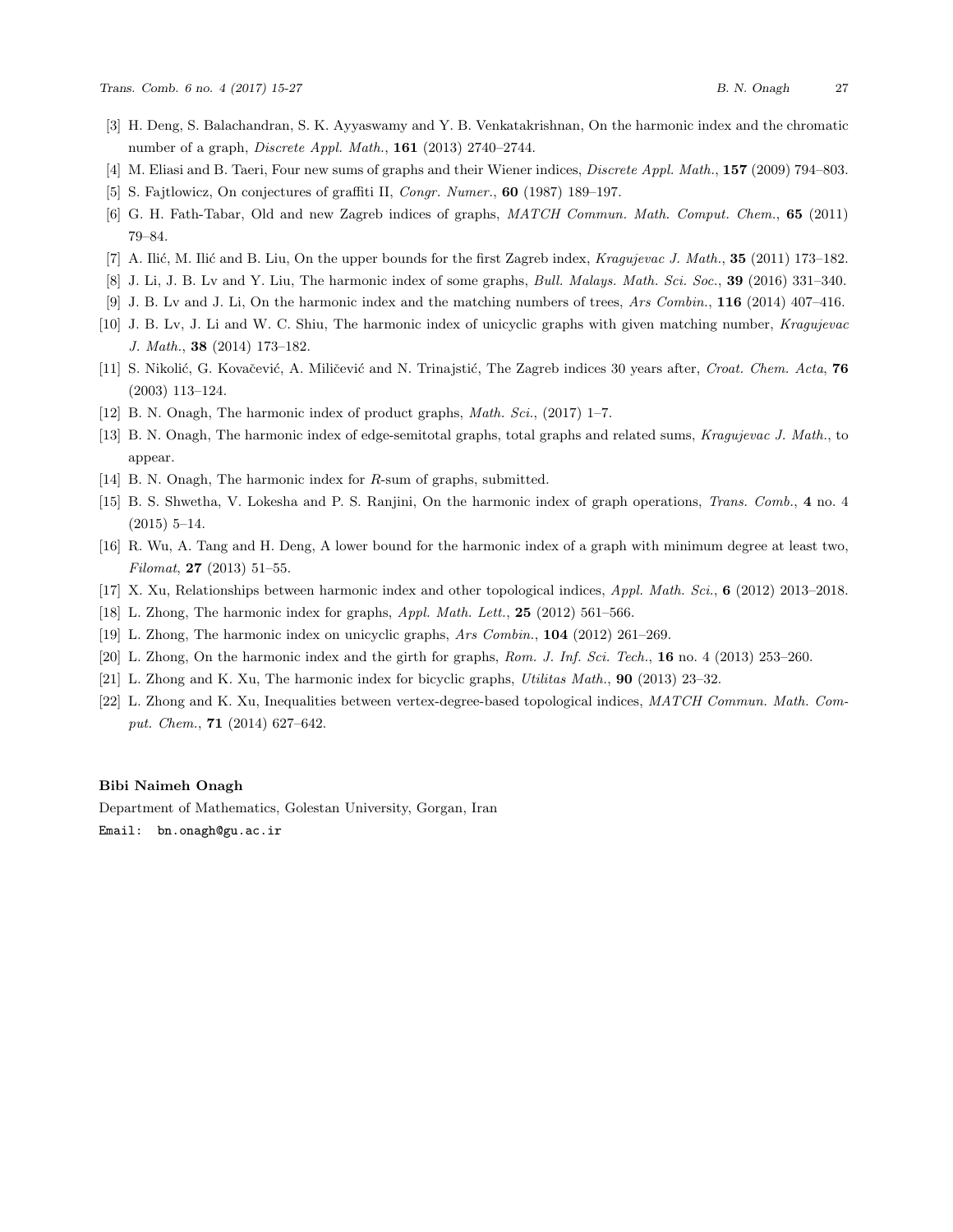[3] H. Deng, S. Balachandran, S. K. Ayyaswamy and Y. B. Venkatakrishnan, On the harmonic index and the chromatic number of a graph, *Discrete Appl. Math.*, **161** (2013) 2740–2744.

[4] M. Eliasi and B. Taeri, Four new sums of graphs and their Wiener indices, *Discrete Appl. Math.*, **157** (2009) 794–803.

[5] S. Fajtlowicz, On conjectures of graffiti II, *Congr. Numer.*, **60** (1987) 189–197.

[6] G. H. Fath-Tabar, Old and new Zagreb indices of graphs, *MATCH Commun. Math. Comput. Chem.*, **65** (2011) 79–84.

[7] A. Ilić, M. Ilić and B. Liu, On the upper bounds for the first Zagreb index, *Kragujevac J. Math.*, **35** (2011) 173–182.

[8] J. Li, J. B. Lv and Y. Liu, The harmonic index of some graphs, *Bull. Malays. Math. Sci. Soc.*, **39** (2016) 331–340.

[9] J. B. Lv and J. Li, On the harmonic index and the matching numbers of trees, *Ars Combin.*, **116** (2014) 407–416.

[10] J. B. Lv, J. Li and W. C. Shiu, The harmonic index of unicyclic graphs with given matching number, *Kragujevac J. Math.*, **38** (2014) 173–182.

[11] S. Nikolić, G. Kovačević, A. Miličević and N. Trinajstić, The Zagreb indices 30 years after, *Croat. Chem. Acta*, **76** (2003) 113–124.

[12] B. N. Onagh, The harmonic index of product graphs, *Math. Sci.*, (2017) 1–7.

[13] B. N. Onagh, The harmonic index of edge-semitotal graphs, total graphs and related sums, *Kragujevac J. Math.*, to appear.

[14] B. N. Onagh, The harmonic index for $R$-sum of graphs, submitted.

[15] B. S. Shwetha, V. Lokesha and P. S. Ranjini, On the harmonic index of graph operations, *Trans. Comb.*, **4** no. 4 (2015) 5–14.

[16] R. Wu, A. Tang and H. Deng, A lower bound for the harmonic index of a graph with minimum degree at least two, *Filomat*, **27** (2013) 51–55.

[17] X. Xu, Relationships between harmonic index and other topological indices, *Appl. Math. Sci.*, **6** (2012) 2013–2018.

[18] L. Zhong, The harmonic index for graphs, *Appl. Math. Lett.*, **25** (2012) 561–566.

[19] L. Zhong, The harmonic index on unicyclic graphs, *Ars Combin.*, **104** (2012) 261–269.

[20] L. Zhong, On the harmonic index and the girth for graphs, *Rom. J. Inf. Sci. Tech.*, **16** no. 4 (2013) 253–260.

[21] L. Zhong and K. Xu, The harmonic index for bicyclic graphs, *Utilitas Math.*, **90** (2013) 23–32.

[22] L. Zhong and K. Xu, Inequalities between vertex-degree-based topological indices, *MATCH Commun. Math. Comput. Chem.*, **71** (2014) 627–642.

**Bibi Naimeh Onagh**

Department of Mathematics, Golestan University, Gorgan, Iran

Email: bn.onagh@gu.ac.ir